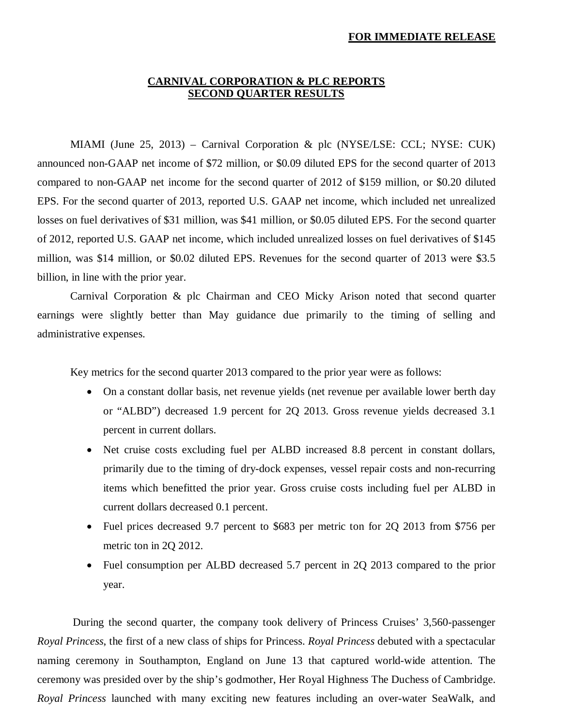**FOR IMMEDIATE RELEASE**

# CARNIVAL CORPORATION & PLC REPORTS SECOND QUARTER RESULTS

MIAMI (June 25, 2013) – Carnival Corporation & plc (NYSE/LSE: CCL; NYSE: CUK) announced non-GAAP net income of $72 million, or $0.09 diluted EPS for the second quarter of 2013 compared to non-GAAP net income for the second quarter of 2012 of $159 million, or $0.20 diluted EPS. For the second quarter of 2013, reported U.S. GAAP net income, which included net unrealized losses on fuel derivatives of $31 million, was $41 million, or $0.05 diluted EPS. For the second quarter of 2012, reported U.S. GAAP net income, which included unrealized losses on fuel derivatives of $145 million, was $14 million, or $0.02 diluted EPS. Revenues for the second quarter of 2013 were $3.5 billion, in line with the prior year.

Carnival Corporation & plc Chairman and CEO Micky Arison noted that second quarter earnings were slightly better than May guidance due primarily to the timing of selling and administrative expenses.

Key metrics for the second quarter 2013 compared to the prior year were as follows:

- On a constant dollar basis, net revenue yields (net revenue per available lower berth day or "ALBD") decreased 1.9 percent for 2Q 2013. Gross revenue yields decreased 3.1 percent in current dollars.
- Net cruise costs excluding fuel per ALBD increased 8.8 percent in constant dollars, primarily due to the timing of dry-dock expenses, vessel repair costs and non-recurring items which benefitted the prior year. Gross cruise costs including fuel per ALBD in current dollars decreased 0.1 percent.
- Fuel prices decreased 9.7 percent to $683 per metric ton for 2Q 2013 from $756 per metric ton in 2Q 2012.
- Fuel consumption per ALBD decreased 5.7 percent in 2Q 2013 compared to the prior year.

During the second quarter, the company took delivery of Princess Cruises' 3,560-passenger *Royal Princess*, the first of a new class of ships for Princess. *Royal Princess* debuted with a spectacular naming ceremony in Southampton, England on June 13 that captured world-wide attention. The ceremony was presided over by the ship's godmother, Her Royal Highness The Duchess of Cambridge. *Royal Princess* launched with many exciting new features including an over-water SeaWalk, and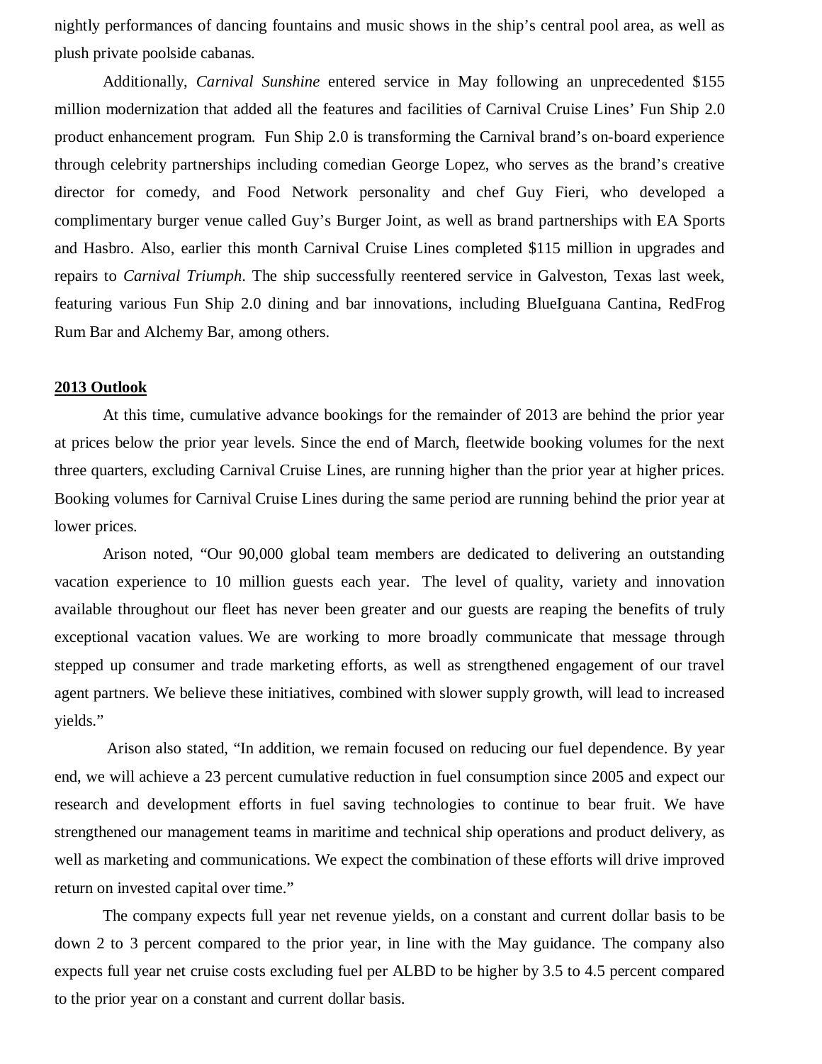nightly performances of dancing fountains and music shows in the ship's central pool area, as well as plush private poolside cabanas.

Additionally, *Carnival Sunshine* entered service in May following an unprecedented $155 million modernization that added all the features and facilities of Carnival Cruise Lines' Fun Ship 2.0 product enhancement program. Fun Ship 2.0 is transforming the Carnival brand's on-board experience through celebrity partnerships including comedian George Lopez, who serves as the brand's creative director for comedy, and Food Network personality and chef Guy Fieri, who developed a complimentary burger venue called Guy's Burger Joint, as well as brand partnerships with EA Sports and Hasbro. Also, earlier this month Carnival Cruise Lines completed $115 million in upgrades and repairs to *Carnival Triumph*. The ship successfully reentered service in Galveston, Texas last week, featuring various Fun Ship 2.0 dining and bar innovations, including BlueIguana Cantina, RedFrog Rum Bar and Alchemy Bar, among others.

**2013 Outlook**

At this time, cumulative advance bookings for the remainder of 2013 are behind the prior year at prices below the prior year levels. Since the end of March, fleetwide booking volumes for the next three quarters, excluding Carnival Cruise Lines, are running higher than the prior year at higher prices. Booking volumes for Carnival Cruise Lines during the same period are running behind the prior year at lower prices.

Arison noted, "Our 90,000 global team members are dedicated to delivering an outstanding vacation experience to 10 million guests each year. The level of quality, variety and innovation available throughout our fleet has never been greater and our guests are reaping the benefits of truly exceptional vacation values. We are working to more broadly communicate that message through stepped up consumer and trade marketing efforts, as well as strengthened engagement of our travel agent partners. We believe these initiatives, combined with slower supply growth, will lead to increased yields."

Arison also stated, "In addition, we remain focused on reducing our fuel dependence. By year end, we will achieve a 23 percent cumulative reduction in fuel consumption since 2005 and expect our research and development efforts in fuel saving technologies to continue to bear fruit. We have strengthened our management teams in maritime and technical ship operations and product delivery, as well as marketing and communications. We expect the combination of these efforts will drive improved return on invested capital over time."

The company expects full year net revenue yields, on a constant and current dollar basis to be down 2 to 3 percent compared to the prior year, in line with the May guidance. The company also expects full year net cruise costs excluding fuel per ALBD to be higher by 3.5 to 4.5 percent compared to the prior year on a constant and current dollar basis.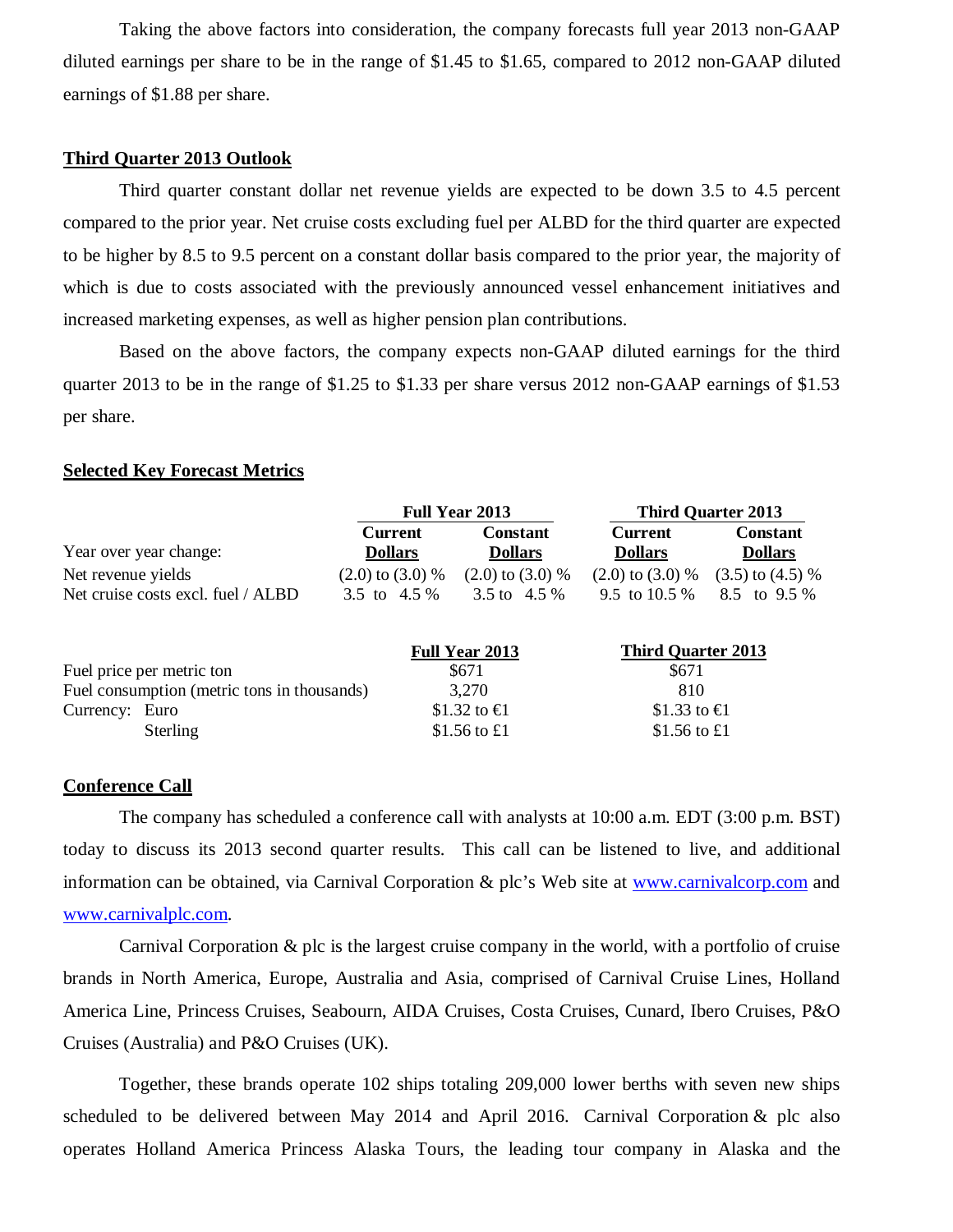Taking the above factors into consideration, the company forecasts full year 2013 non-GAAP diluted earnings per share to be in the range of $1.45 to $1.65, compared to 2012 non-GAAP diluted earnings of $1.88 per share.

## Third Quarter 2013 Outlook

Third quarter constant dollar net revenue yields are expected to be down 3.5 to 4.5 percent compared to the prior year. Net cruise costs excluding fuel per ALBD for the third quarter are expected to be higher by 8.5 to 9.5 percent on a constant dollar basis compared to the prior year, the majority of which is due to costs associated with the previously announced vessel enhancement initiatives and increased marketing expenses, as well as higher pension plan contributions.

Based on the above factors, the company expects non-GAAP diluted earnings for the third quarter 2013 to be in the range of $1.25 to $1.33 per share versus 2012 non-GAAP earnings of $1.53 per share.

## Selected Key Forecast Metrics

| | Full Year 2013 | | Third Quarter 2013 | |
|---|---|---|---|---|
| Year over year change: | Current Dollars | Constant Dollars | Current Dollars | Constant Dollars |
| Net revenue yields | (2.0) to (3.0) % | (2.0) to (3.0) % | (2.0) to (3.0) % | (3.5) to (4.5) % |
| Net cruise costs excl. fuel / ALBD | 3.5 to 4.5 % | 3.5 to 4.5 % | 9.5 to 10.5 % | 8.5 to 9.5 % |

| | Full Year 2013 | Third Quarter 2013 |
|---|---|---|
| Fuel price per metric ton | $671 | $671 |
| Fuel consumption (metric tons in thousands) | 3,270 | 810 |
| Currency: Euro | $1.32 to €1 | $1.33 to €1 |
| Sterling | $1.56 to £1 | $1.56 to £1 |

## Conference Call

The company has scheduled a conference call with analysts at 10:00 a.m. EDT (3:00 p.m. BST) today to discuss its 2013 second quarter results. This call can be listened to live, and additional information can be obtained, via Carnival Corporation & plc's Web site at www.carnivalcorp.com and www.carnivalplc.com.

Carnival Corporation & plc is the largest cruise company in the world, with a portfolio of cruise brands in North America, Europe, Australia and Asia, comprised of Carnival Cruise Lines, Holland America Line, Princess Cruises, Seabourn, AIDA Cruises, Costa Cruises, Cunard, Ibero Cruises, P&O Cruises (Australia) and P&O Cruises (UK).

Together, these brands operate 102 ships totaling 209,000 lower berths with seven new ships scheduled to be delivered between May 2014 and April 2016. Carnival Corporation & plc also operates Holland America Princess Alaska Tours, the leading tour company in Alaska and the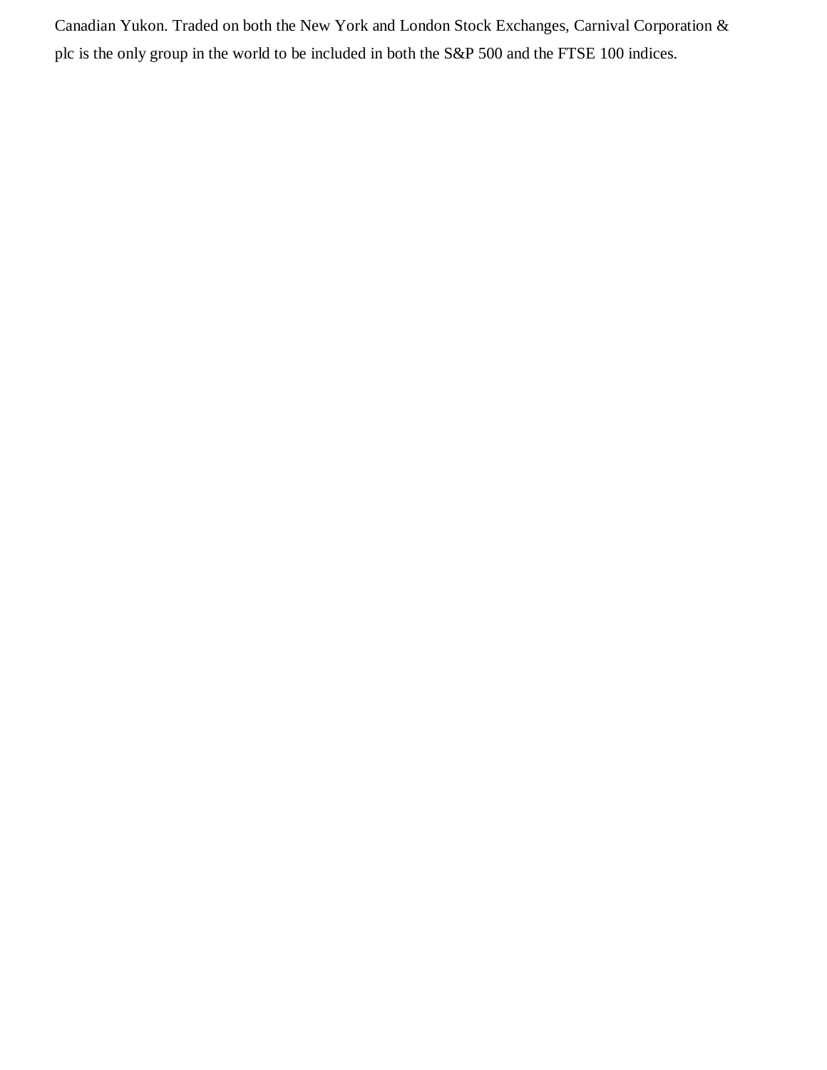Canadian Yukon. Traded on both the New York and London Stock Exchanges, Carnival Corporation & plc is the only group in the world to be included in both the S&P 500 and the FTSE 100 indices.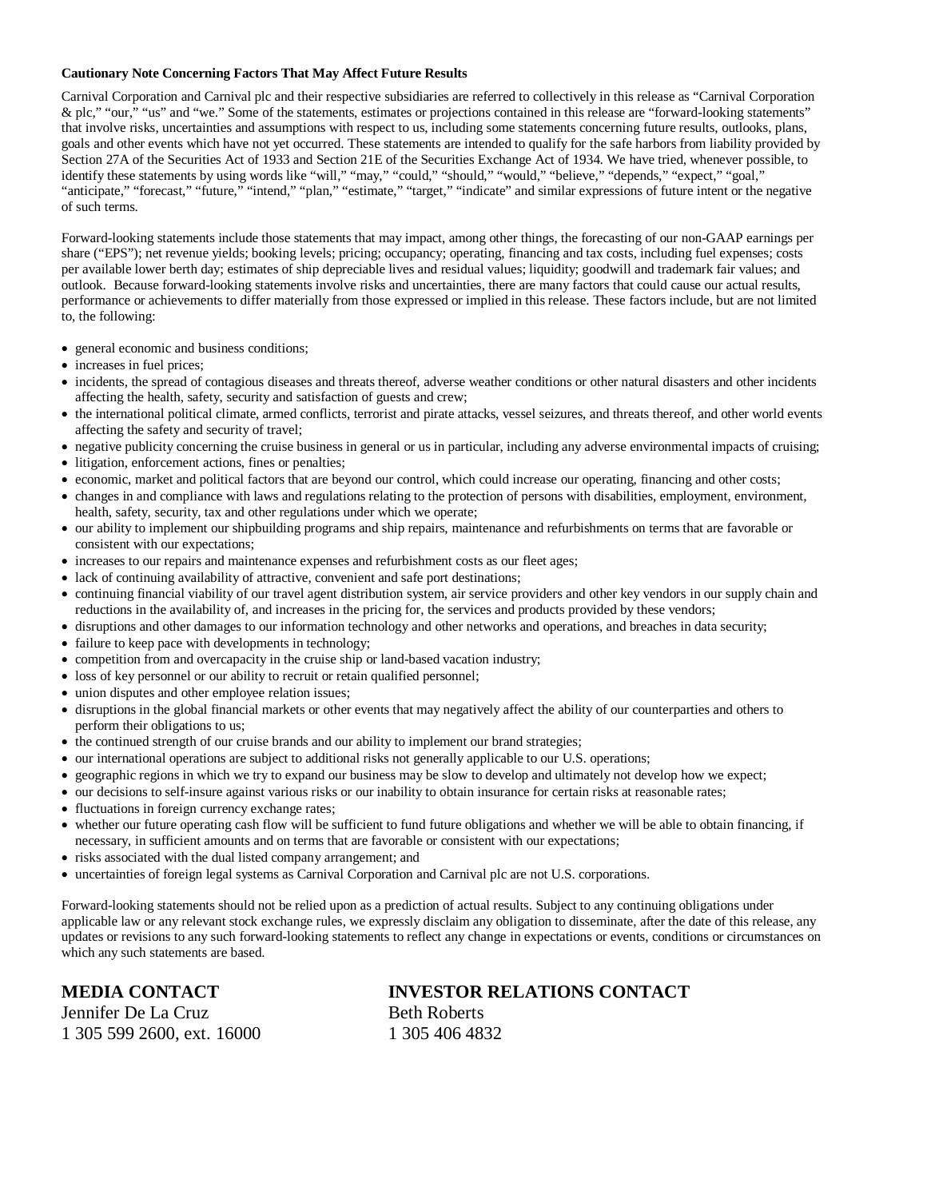**Cautionary Note Concerning Factors That May Affect Future Results**

Carnival Corporation and Carnival plc and their respective subsidiaries are referred to collectively in this release as "Carnival Corporation & plc," "our," "us" and "we." Some of the statements, estimates or projections contained in this release are "forward-looking statements" that involve risks, uncertainties and assumptions with respect to us, including some statements concerning future results, outlooks, plans, goals and other events which have not yet occurred. These statements are intended to qualify for the safe harbors from liability provided by Section 27A of the Securities Act of 1933 and Section 21E of the Securities Exchange Act of 1934. We have tried, whenever possible, to identify these statements by using words like "will," "may," "could," "should," "would," "believe," "depends," "expect," "goal," "anticipate," "forecast," "future," "intend," "plan," "estimate," "target," "indicate" and similar expressions of future intent or the negative of such terms.

Forward-looking statements include those statements that may impact, among other things, the forecasting of our non-GAAP earnings per share ("EPS"); net revenue yields; booking levels; pricing; occupancy; operating, financing and tax costs, including fuel expenses; costs per available lower berth day; estimates of ship depreciable lives and residual values; liquidity; goodwill and trademark fair values; and outlook. Because forward-looking statements involve risks and uncertainties, there are many factors that could cause our actual results, performance or achievements to differ materially from those expressed or implied in this release. These factors include, but are not limited to, the following:

- general economic and business conditions;
- increases in fuel prices;
- incidents, the spread of contagious diseases and threats thereof, adverse weather conditions or other natural disasters and other incidents affecting the health, safety, security and satisfaction of guests and crew;
- the international political climate, armed conflicts, terrorist and pirate attacks, vessel seizures, and threats thereof, and other world events affecting the safety and security of travel;
- negative publicity concerning the cruise business in general or us in particular, including any adverse environmental impacts of cruising;
- litigation, enforcement actions, fines or penalties;
- economic, market and political factors that are beyond our control, which could increase our operating, financing and other costs;
- changes in and compliance with laws and regulations relating to the protection of persons with disabilities, employment, environment, health, safety, security, tax and other regulations under which we operate;
- our ability to implement our shipbuilding programs and ship repairs, maintenance and refurbishments on terms that are favorable or consistent with our expectations;
- increases to our repairs and maintenance expenses and refurbishment costs as our fleet ages;
- lack of continuing availability of attractive, convenient and safe port destinations;
- continuing financial viability of our travel agent distribution system, air service providers and other key vendors in our supply chain and reductions in the availability of, and increases in the pricing for, the services and products provided by these vendors;
- disruptions and other damages to our information technology and other networks and operations, and breaches in data security;
- failure to keep pace with developments in technology;
- competition from and overcapacity in the cruise ship or land-based vacation industry;
- loss of key personnel or our ability to recruit or retain qualified personnel;
- union disputes and other employee relation issues;
- disruptions in the global financial markets or other events that may negatively affect the ability of our counterparties and others to perform their obligations to us;
- the continued strength of our cruise brands and our ability to implement our brand strategies;
- our international operations are subject to additional risks not generally applicable to our U.S. operations;
- geographic regions in which we try to expand our business may be slow to develop and ultimately not develop how we expect;
- our decisions to self-insure against various risks or our inability to obtain insurance for certain risks at reasonable rates;
- fluctuations in foreign currency exchange rates;
- whether our future operating cash flow will be sufficient to fund future obligations and whether we will be able to obtain financing, if necessary, in sufficient amounts and on terms that are favorable or consistent with our expectations;
- risks associated with the dual listed company arrangement; and
- uncertainties of foreign legal systems as Carnival Corporation and Carnival plc are not U.S. corporations.

Forward-looking statements should not be relied upon as a prediction of actual results. Subject to any continuing obligations under applicable law or any relevant stock exchange rules, we expressly disclaim any obligation to disseminate, after the date of this release, any updates or revisions to any such forward-looking statements to reflect any change in expectations or events, conditions or circumstances on which any such statements are based.

**MEDIA CONTACT**
Jennifer De La Cruz
1 305 599 2600, ext. 16000

**INVESTOR RELATIONS CONTACT**
Beth Roberts
1 305 406 4832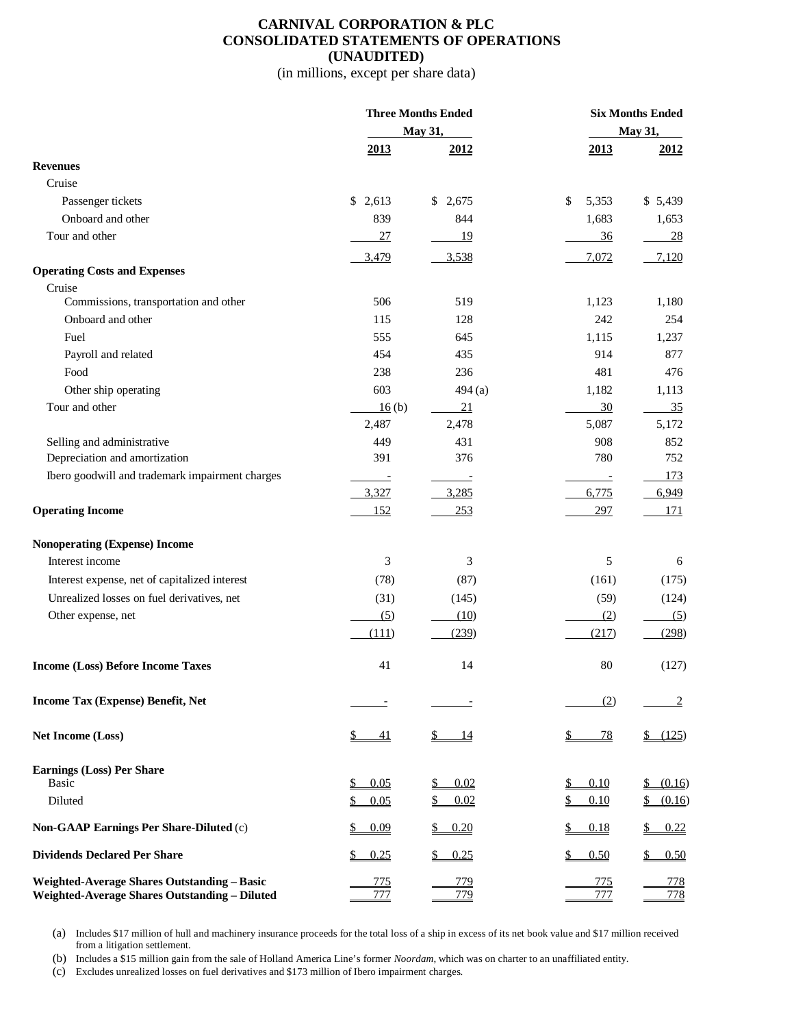# CARNIVAL CORPORATION & PLC
## CONSOLIDATED STATEMENTS OF OPERATIONS
## (UNAUDITED)

(in millions, except per share data)

| | Three Months Ended May 31, | | Six Months Ended May 31, | |
|---|---|---|---|---|
| | 2013 | 2012 | 2013 | 2012 |
| **Revenues** | | | | |
| Cruise | | | | |
| Passenger tickets | $ 2,613 | $ 2,675 | $ 5,353 | $ 5,439 |
| Onboard and other | 839 | 844 | 1,683 | 1,653 |
| Tour and other | 27 | 19 | 36 | 28 |
| | 3,479 | 3,538 | 7,072 | 7,120 |
| **Operating Costs and Expenses** | | | | |
| Cruise | | | | |
| Commissions, transportation and other | 506 | 519 | 1,123 | 1,180 |
| Onboard and other | 115 | 128 | 242 | 254 |
| Fuel | 555 | 645 | 1,115 | 1,237 |
| Payroll and related | 454 | 435 | 914 | 877 |
| Food | 238 | 236 | 481 | 476 |
| Other ship operating | 603 | 494 (a) | 1,182 | 1,113 |
| Tour and other | 16 (b) | 21 | 30 | 35 |
| | 2,487 | 2,478 | 5,087 | 5,172 |
| Selling and administrative | 449 | 431 | 908 | 852 |
| Depreciation and amortization | 391 | 376 | 780 | 752 |
| Ibero goodwill and trademark impairment charges | - | - | - | 173 |
| | 3,327 | 3,285 | 6,775 | 6,949 |
| **Operating Income** | 152 | 253 | 297 | 171 |
| **Nonoperating (Expense) Income** | | | | |
| Interest income | 3 | 3 | 5 | 6 |
| Interest expense, net of capitalized interest | (78) | (87) | (161) | (175) |
| Unrealized losses on fuel derivatives, net | (31) | (145) | (59) | (124) |
| Other expense, net | (5) | (10) | (2) | (5) |
| | (111) | (239) | (217) | (298) |
| **Income (Loss) Before Income Taxes** | 41 | 14 | 80 | (127) |
| **Income Tax (Expense) Benefit, Net** | - | - | (2) | 2 |
| **Net Income (Loss)** | $ 41 | $ 14 | $ 78 | $ (125) |
| **Earnings (Loss) Per Share** | | | | |
| Basic | $ 0.05 | $ 0.02 | $ 0.10 | $ (0.16) |
| Diluted | $ 0.05 | $ 0.02 | $ 0.10 | $ (0.16) |
| **Non-GAAP Earnings Per Share-Diluted** (c) | $ 0.09 | $ 0.20 | $ 0.18 | $ 0.22 |
| **Dividends Declared Per Share** | $ 0.25 | $ 0.25 | $ 0.50 | $ 0.50 |
| **Weighted-Average Shares Outstanding – Basic** | 775 | 779 | 775 | 778 |
| **Weighted-Average Shares Outstanding – Diluted** | 777 | 779 | 777 | 778 |

(a) Includes $17 million of hull and machinery insurance proceeds for the total loss of a ship in excess of its net book value and $17 million received from a litigation settlement.

(b) Includes a $15 million gain from the sale of Holland America Line's former *Noordam*, which was on charter to an unaffiliated entity.

(c) Excludes unrealized losses on fuel derivatives and $173 million of Ibero impairment charges.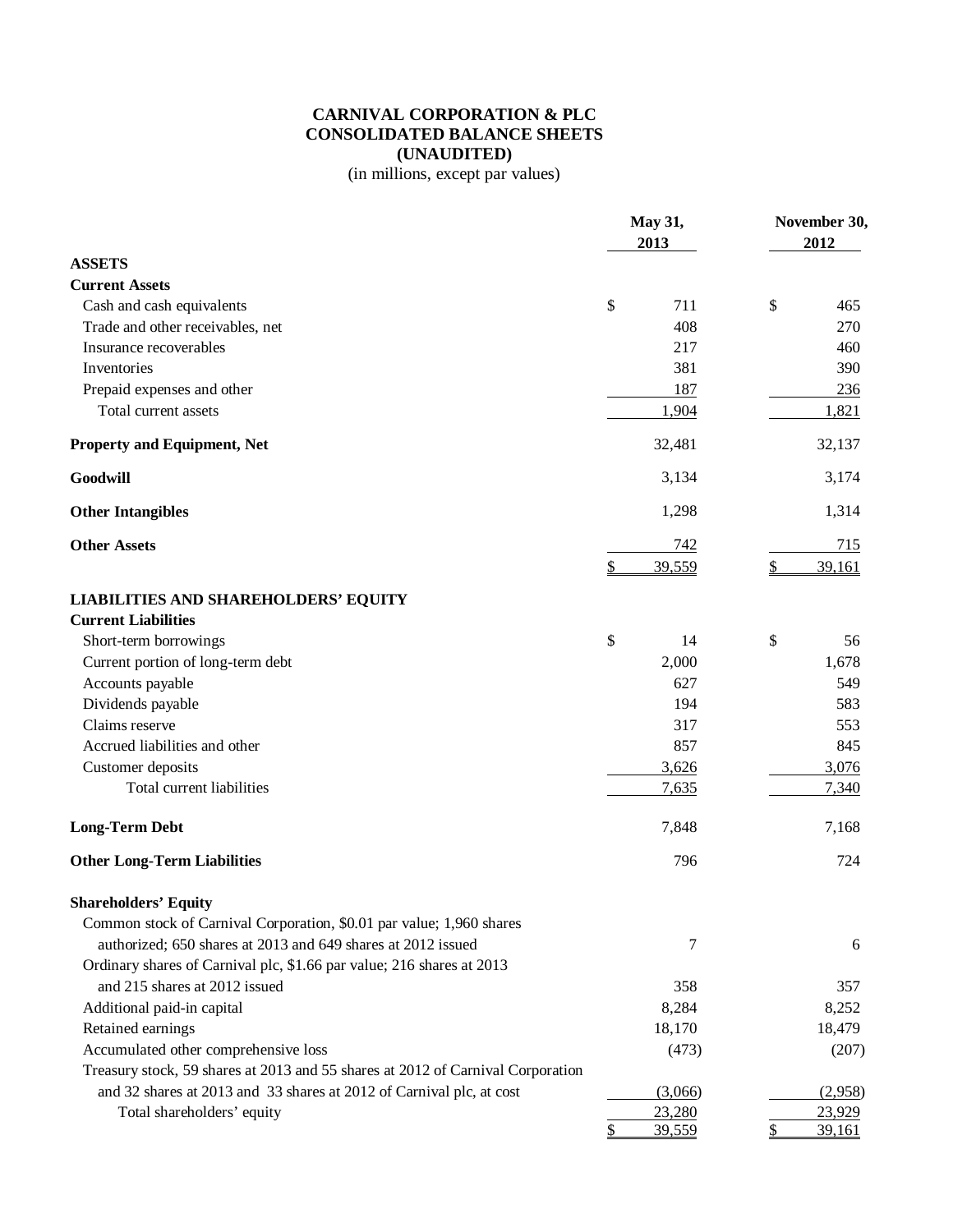# CARNIVAL CORPORATION & PLC
# CONSOLIDATED BALANCE SHEETS
# (UNAUDITED)

(in millions, except par values)

| | May 31, 2013 | November 30, 2012 |
|---|---|---|
| **ASSETS** | | |
| **Current Assets** | | |
| Cash and cash equivalents | $ 711 | $ 465 |
| Trade and other receivables, net | 408 | 270 |
| Insurance recoverables | 217 | 460 |
| Inventories | 381 | 390 |
| Prepaid expenses and other | 187 | 236 |
| Total current assets | 1,904 | 1,821 |
| **Property and Equipment, Net** | 32,481 | 32,137 |
| **Goodwill** | 3,134 | 3,174 |
| **Other Intangibles** | 1,298 | 1,314 |
| **Other Assets** | 742 | 715 |
| | $ 39,559 | $ 39,161 |
| **LIABILITIES AND SHAREHOLDERS' EQUITY** | | |
| **Current Liabilities** | | |
| Short-term borrowings | $ 14 | $ 56 |
| Current portion of long-term debt | 2,000 | 1,678 |
| Accounts payable | 627 | 549 |
| Dividends payable | 194 | 583 |
| Claims reserve | 317 | 553 |
| Accrued liabilities and other | 857 | 845 |
| Customer deposits | 3,626 | 3,076 |
| Total current liabilities | 7,635 | 7,340 |
| **Long-Term Debt** | 7,848 | 7,168 |
| **Other Long-Term Liabilities** | 796 | 724 |
| **Shareholders' Equity** | | |
| Common stock of Carnival Corporation, $0.01 par value; 1,960 shares authorized; 650 shares at 2013 and 649 shares at 2012 issued | 7 | 6 |
| Ordinary shares of Carnival plc, $1.66 par value; 216 shares at 2013 and 215 shares at 2012 issued | 358 | 357 |
| Additional paid-in capital | 8,284 | 8,252 |
| Retained earnings | 18,170 | 18,479 |
| Accumulated other comprehensive loss | (473) | (207) |
| Treasury stock, 59 shares at 2013 and 55 shares at 2012 of Carnival Corporation and 32 shares at 2013 and 33 shares at 2012 of Carnival plc, at cost | (3,066) | (2,958) |
| Total shareholders' equity | 23,280 | 23,929 |
| | $ 39,559 | $ 39,161 |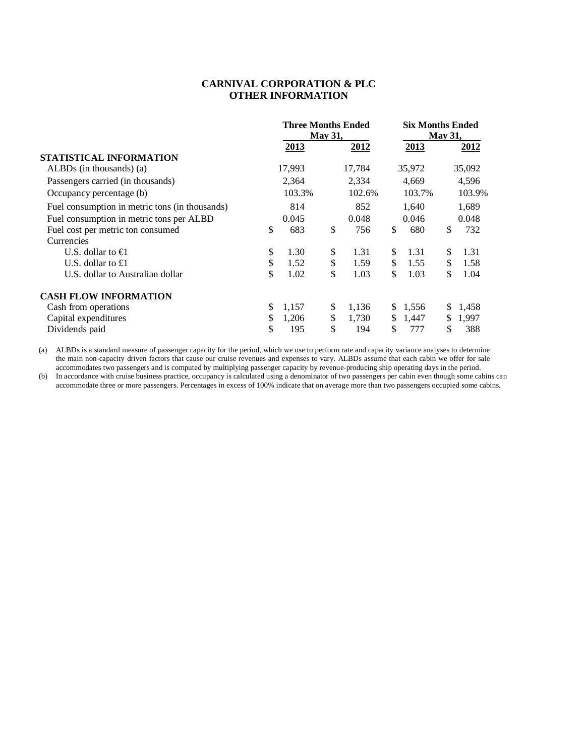# CARNIVAL CORPORATION & PLC
## OTHER INFORMATION

| | Three Months Ended May 31, | | Six Months Ended May 31, | |
|---|---|---|---|---|
| | 2013 | 2012 | 2013 | 2012 |
| **STATISTICAL INFORMATION** | | | | |
| ALBDs (in thousands) (a) | 17,993 | 17,784 | 35,972 | 35,092 |
| Passengers carried (in thousands) | 2,364 | 2,334 | 4,669 | 4,596 |
| Occupancy percentage (b) | 103.3% | 102.6% | 103.7% | 103.9% |
| Fuel consumption in metric tons (in thousands) | 814 | 852 | 1,640 | 1,689 |
| Fuel consumption in metric tons per ALBD | 0.045 | 0.048 | 0.046 | 0.048 |
| Fuel cost per metric ton consumed | $ 683 | $ 756 | $ 680 | $ 732 |
| Currencies | | | | |
| U.S. dollar to €1 | $ 1.30 | $ 1.31 | $ 1.31 | $ 1.31 |
| U.S. dollar to £1 | $ 1.52 | $ 1.59 | $ 1.55 | $ 1.58 |
| U.S. dollar to Australian dollar | $ 1.02 | $ 1.03 | $ 1.03 | $ 1.04 |
| **CASH FLOW INFORMATION** | | | | |
| Cash from operations | $ 1,157 | $ 1,136 | $ 1,556 | $ 1,458 |
| Capital expenditures | $ 1,206 | $ 1,730 | $ 1,447 | $ 1,997 |
| Dividends paid | $ 195 | $ 194 | $ 777 | $ 388 |

(a) ALBDs is a standard measure of passenger capacity for the period, which we use to perform rate and capacity variance analyses to determine the main non-capacity driven factors that cause our cruise revenues and expenses to vary. ALBDs assume that each cabin we offer for sale accommodates two passengers and is computed by multiplying passenger capacity by revenue-producing ship operating days in the period.

(b) In accordance with cruise business practice, occupancy is calculated using a denominator of two passengers per cabin even though some cabins can accommodate three or more passengers. Percentages in excess of 100% indicate that on average more than two passengers occupied some cabins.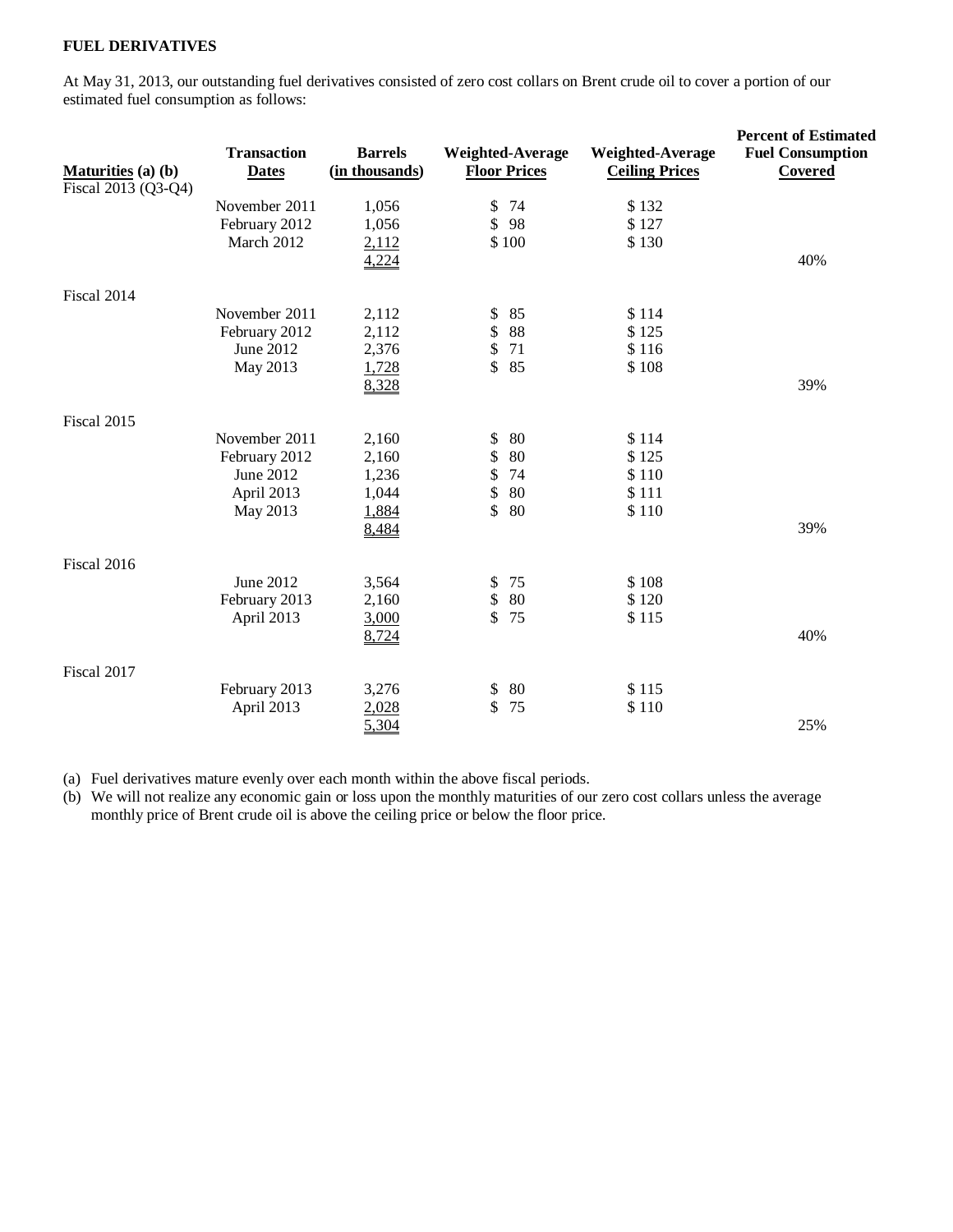**FUEL DERIVATIVES**

At May 31, 2013, our outstanding fuel derivatives consisted of zero cost collars on Brent crude oil to cover a portion of our estimated fuel consumption as follows:

| Maturities (a) (b) | Transaction Dates | Barrels (in thousands) | Weighted-Average Floor Prices | Weighted-Average Ceiling Prices | Percent of Estimated Fuel Consumption Covered |
|---|---|---|---|---|---|
| Fiscal 2013 (Q3-Q4) | | | | | |
| | November 2011 | 1,056 | $ 74 | $ 132 | |
| | February 2012 | 1,056 | $ 98 | $ 127 | |
| | March 2012 | 2,112 | $ 100 | $ 130 | |
| | | 4,224 | | | 40% |
| Fiscal 2014 | | | | | |
| | November 2011 | 2,112 | $ 85 | $ 114 | |
| | February 2012 | 2,112 | $ 88 | $ 125 | |
| | June 2012 | 2,376 | $ 71 | $ 116 | |
| | May 2013 | 1,728 | $ 85 | $ 108 | |
| | | 8,328 | | | 39% |
| Fiscal 2015 | | | | | |
| | November 2011 | 2,160 | $ 80 | $ 114 | |
| | February 2012 | 2,160 | $ 80 | $ 125 | |
| | June 2012 | 1,236 | $ 74 | $ 110 | |
| | April 2013 | 1,044 | $ 80 | $ 111 | |
| | May 2013 | 1,884 | $ 80 | $ 110 | |
| | | 8,484 | | | 39% |
| Fiscal 2016 | | | | | |
| | June 2012 | 3,564 | $ 75 | $ 108 | |
| | February 2013 | 2,160 | $ 80 | $ 120 | |
| | April 2013 | 3,000 | $ 75 | $ 115 | |
| | | 8,724 | | | 40% |
| Fiscal 2017 | | | | | |
| | February 2013 | 3,276 | $ 80 | $ 115 | |
| | April 2013 | 2,028 | $ 75 | $ 110 | |
| | | 5,304 | | | 25% |

(a) Fuel derivatives mature evenly over each month within the above fiscal periods.

(b) We will not realize any economic gain or loss upon the monthly maturities of our zero cost collars unless the average monthly price of Brent crude oil is above the ceiling price or below the floor price.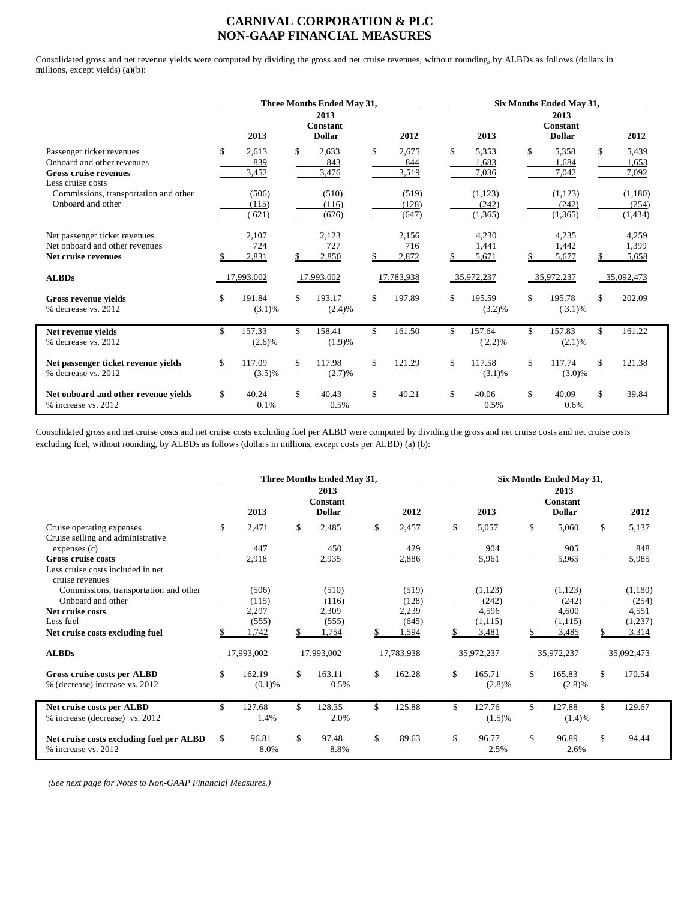# CARNIVAL CORPORATION & PLC
# NON-GAAP FINANCIAL MEASURES

Consolidated gross and net revenue yields were computed by dividing the gross and net cruise revenues, without rounding, by ALBDs as follows (dollars in millions, except yields) (a)(b):

| | Three Months Ended May 31, | | | Six Months Ended May 31, | | |
|---|---|---|---|---|---|---|
| | 2013 | 2013 Constant Dollar | 2012 | 2013 | 2013 Constant Dollar | 2012 |
| Passenger ticket revenues | $ 2,613 | $ 2,633 | $ 2,675 | $ 5,353 | $ 5,358 | $ 5,439 |
| Onboard and other revenues | 839 | 843 | 844 | 1,683 | 1,684 | 1,653 |
| **Gross cruise revenues** | 3,452 | 3,476 | 3,519 | 7,036 | 7,042 | 7,092 |
| Less cruise costs | | | | | | |
| Commissions, transportation and other | (506) | (510) | (519) | (1,123) | (1,123) | (1,180) |
| Onboard and other | (115) | (116) | (128) | (242) | (242) | (254) |
| | (621) | (626) | (647) | (1,365) | (1,365) | (1,434) |
| Net passenger ticket revenues | 2,107 | 2,123 | 2,156 | 4,230 | 4,235 | 4,259 |
| Net onboard and other revenues | 724 | 727 | 716 | 1,441 | 1,442 | 1,399 |
| **Net cruise revenues** | $ 2,831 | $ 2,850 | $ 2,872 | $ 5,671 | $ 5,677 | $ 5,658 |
| **ALBDs** | 17,993,002 | 17,993,002 | 17,783,938 | 35,972,237 | 35,972,237 | 35,092,473 |
| **Gross revenue yields** | $ 191.84 | $ 193.17 | $ 197.89 | $ 195.59 | $ 195.78 | $ 202.09 |
| % decrease vs. 2012 | (3.1)% | (2.4)% | | (3.2)% | ( 3.1)% | |
| **Net revenue yields** | $ 157.33 | $ 158.41 | $ 161.50 | $ 157.64 | $ 157.83 | $ 161.22 |
| % decrease vs. 2012 | (2.6)% | (1.9)% | | ( 2.2)% | (2.1)% | |
| **Net passenger ticket revenue yields** | $ 117.09 | $ 117.98 | $ 121.29 | $ 117.58 | $ 117.74 | $ 121.38 |
| % decrease vs. 2012 | (3.5)% | (2.7)% | | (3.1)% | (3.0)% | |
| **Net onboard and other revenue yields** | $ 40.24 | $ 40.43 | $ 40.21 | $ 40.06 | $ 40.09 | $ 39.84 |
| % increase vs. 2012 | 0.1% | 0.5% | | 0.5% | 0.6% | |

Consolidated gross and net cruise costs and net cruise costs excluding fuel per ALBD were computed by dividing the gross and net cruise costs and net cruise costs excluding fuel, without rounding, by ALBDs as follows (dollars in millions, except costs per ALBD) (a) (b):

| | Three Months Ended May 31, | | | Six Months Ended May 31, | | |
|---|---|---|---|---|---|---|
| | 2013 | 2013 Constant Dollar | 2012 | 2013 | 2013 Constant Dollar | 2012 |
| Cruise operating expenses | $ 2,471 | $ 2,485 | $ 2,457 | $ 5,057 | $ 5,060 | $ 5,137 |
| Cruise selling and administrative expenses (c) | 447 | 450 | 429 | 904 | 905 | 848 |
| **Gross cruise costs** | 2,918 | 2,935 | 2,886 | 5,961 | 5,965 | 5,985 |
| Less cruise costs included in net cruise revenues | | | | | | |
| Commissions, transportation and other | (506) | (510) | (519) | (1,123) | (1,123) | (1,180) |
| Onboard and other | (115) | (116) | (128) | (242) | (242) | (254) |
| **Net cruise costs** | 2,297 | 2,309 | 2,239 | 4,596 | 4,600 | 4,551 |
| Less fuel | (555) | (555) | (645) | (1,115) | (1,115) | (1,237) |
| **Net cruise costs excluding fuel** | $ 1,742 | $ 1,754 | $ 1,594 | $ 3,481 | $ 3,485 | $ 3,314 |
| **ALBDs** | 17,993,002 | 17,993,002 | 17,783,938 | 35,972,237 | 35,972,237 | 35,092,473 |
| **Gross cruise costs per ALBD** | $ 162.19 | $ 163.11 | $ 162.28 | $ 165.71 | $ 165.83 | $ 170.54 |
| % (decrease) increase vs. 2012 | (0.1)% | 0.5% | | (2.8)% | (2.8)% | |
| **Net cruise costs per ALBD** | $ 127.68 | $ 128.35 | $ 125.88 | $ 127.76 | $ 127.88 | $ 129.67 |
| % increase (decrease) vs. 2012 | 1.4% | 2.0% | | (1.5)% | (1.4)% | |
| **Net cruise costs excluding fuel per ALBD** | $ 96.81 | $ 97.48 | $ 89.63 | $ 96.77 | $ 96.89 | $ 94.44 |
| % increase vs. 2012 | 8.0% | 8.8% | | 2.5% | 2.6% | |

*(See next page for Notes to Non-GAAP Financial Measures.)*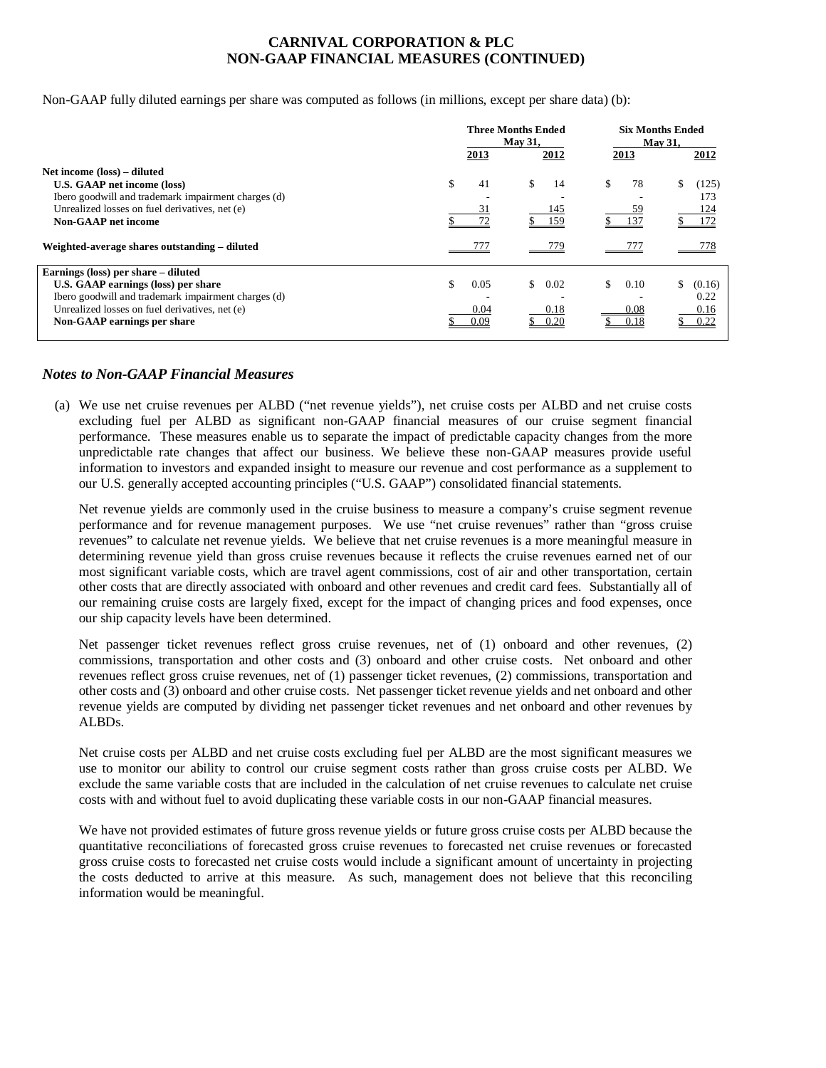# CARNIVAL CORPORATION & PLC
# NON-GAAP FINANCIAL MEASURES (CONTINUED)

Non-GAAP fully diluted earnings per share was computed as follows (in millions, except per share data) (b):

| | Three Months Ended May 31, | | Six Months Ended May 31, | |
|---|---|---|---|---|
| | 2013 | 2012 | 2013 | 2012 |
| **Net income (loss) – diluted** | | | | |
| **U.S. GAAP net income (loss)** | $ 41 | $ 14 | $ 78 | $ (125) |
| Ibero goodwill and trademark impairment charges (d) | - | - | - | 173 |
| Unrealized losses on fuel derivatives, net (e) | 31 | 145 | 59 | 124 |
| **Non-GAAP net income** | $ 72 | $ 159 | $ 137 | $ 172 |
| **Weighted-average shares outstanding – diluted** | 777 | 779 | 777 | 778 |
| **Earnings (loss) per share – diluted** | | | | |
| **U.S. GAAP earnings (loss) per share** | $ 0.05 | $ 0.02 | $ 0.10 | $ (0.16) |
| Ibero goodwill and trademark impairment charges (d) | - | - | - | 0.22 |
| Unrealized losses on fuel derivatives, net (e) | 0.04 | 0.18 | 0.08 | 0.16 |
| **Non-GAAP earnings per share** | $ 0.09 | $ 0.20 | $ 0.18 | $ 0.22 |

## *Notes to Non-GAAP Financial Measures*

(a) We use net cruise revenues per ALBD ("net revenue yields"), net cruise costs per ALBD and net cruise costs excluding fuel per ALBD as significant non-GAAP financial measures of our cruise segment financial performance. These measures enable us to separate the impact of predictable capacity changes from the more unpredictable rate changes that affect our business. We believe these non-GAAP measures provide useful information to investors and expanded insight to measure our revenue and cost performance as a supplement to our U.S. generally accepted accounting principles ("U.S. GAAP") consolidated financial statements.

Net revenue yields are commonly used in the cruise business to measure a company's cruise segment revenue performance and for revenue management purposes. We use "net cruise revenues" rather than "gross cruise revenues" to calculate net revenue yields. We believe that net cruise revenues is a more meaningful measure in determining revenue yield than gross cruise revenues because it reflects the cruise revenues earned net of our most significant variable costs, which are travel agent commissions, cost of air and other transportation, certain other costs that are directly associated with onboard and other revenues and credit card fees. Substantially all of our remaining cruise costs are largely fixed, except for the impact of changing prices and food expenses, once our ship capacity levels have been determined.

Net passenger ticket revenues reflect gross cruise revenues, net of (1) onboard and other revenues, (2) commissions, transportation and other costs and (3) onboard and other cruise costs. Net onboard and other revenues reflect gross cruise revenues, net of (1) passenger ticket revenues, (2) commissions, transportation and other costs and (3) onboard and other cruise costs. Net passenger ticket revenue yields and net onboard and other revenue yields are computed by dividing net passenger ticket revenues and net onboard and other revenues by ALBDs.

Net cruise costs per ALBD and net cruise costs excluding fuel per ALBD are the most significant measures we use to monitor our ability to control our cruise segment costs rather than gross cruise costs per ALBD. We exclude the same variable costs that are included in the calculation of net cruise revenues to calculate net cruise costs with and without fuel to avoid duplicating these variable costs in our non-GAAP financial measures.

We have not provided estimates of future gross revenue yields or future gross cruise costs per ALBD because the quantitative reconciliations of forecasted gross cruise revenues to forecasted net cruise revenues or forecasted gross cruise costs to forecasted net cruise costs would include a significant amount of uncertainty in projecting the costs deducted to arrive at this measure. As such, management does not believe that this reconciling information would be meaningful.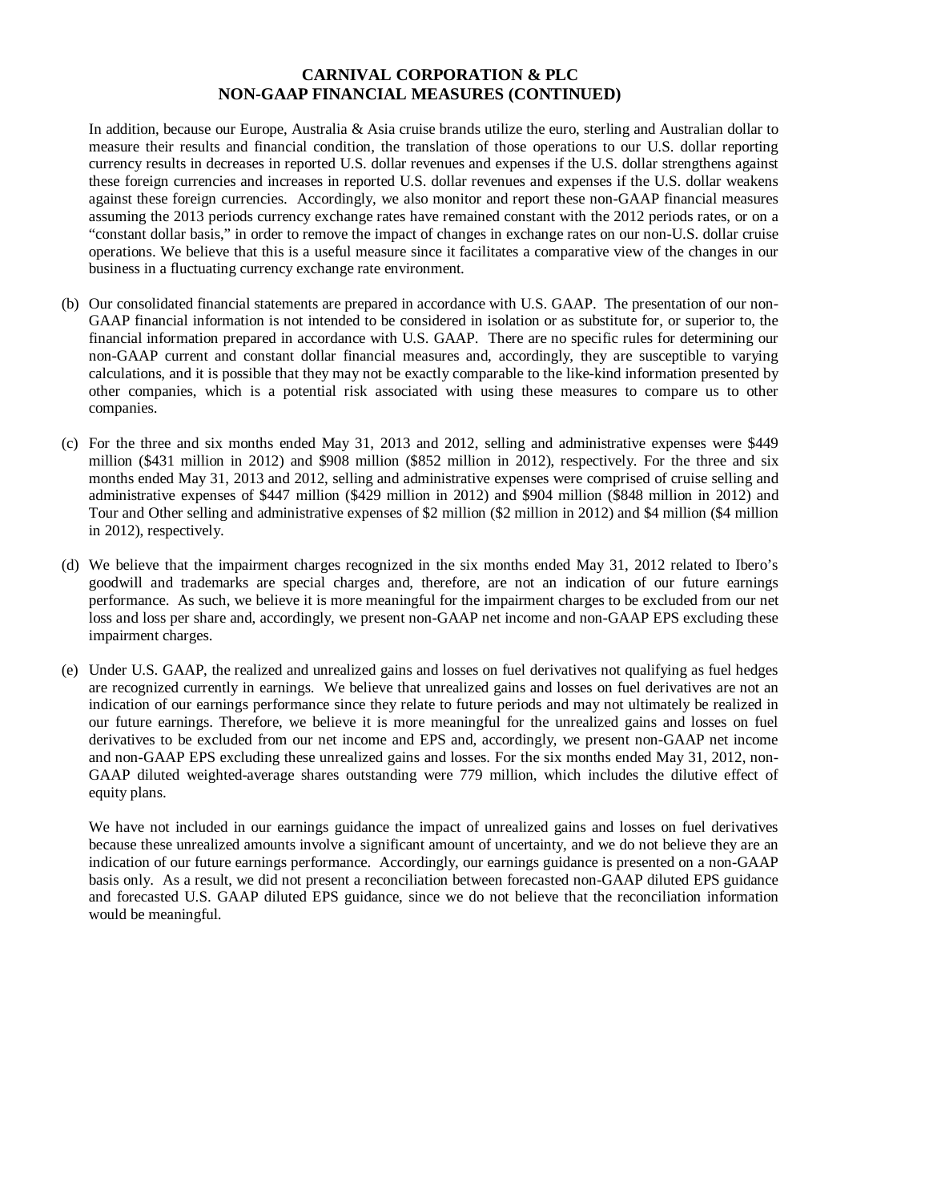# CARNIVAL CORPORATION & PLC
## NON-GAAP FINANCIAL MEASURES (CONTINUED)

In addition, because our Europe, Australia & Asia cruise brands utilize the euro, sterling and Australian dollar to measure their results and financial condition, the translation of those operations to our U.S. dollar reporting currency results in decreases in reported U.S. dollar revenues and expenses if the U.S. dollar strengthens against these foreign currencies and increases in reported U.S. dollar revenues and expenses if the U.S. dollar weakens against these foreign currencies. Accordingly, we also monitor and report these non-GAAP financial measures assuming the 2013 periods currency exchange rates have remained constant with the 2012 periods rates, or on a "constant dollar basis," in order to remove the impact of changes in exchange rates on our non-U.S. dollar cruise operations. We believe that this is a useful measure since it facilitates a comparative view of the changes in our business in a fluctuating currency exchange rate environment.

(b) Our consolidated financial statements are prepared in accordance with U.S. GAAP. The presentation of our non-GAAP financial information is not intended to be considered in isolation or as substitute for, or superior to, the financial information prepared in accordance with U.S. GAAP. There are no specific rules for determining our non-GAAP current and constant dollar financial measures and, accordingly, they are susceptible to varying calculations, and it is possible that they may not be exactly comparable to the like-kind information presented by other companies, which is a potential risk associated with using these measures to compare us to other companies.

(c) For the three and six months ended May 31, 2013 and 2012, selling and administrative expenses were $449 million ($431 million in 2012) and $908 million ($852 million in 2012), respectively. For the three and six months ended May 31, 2013 and 2012, selling and administrative expenses were comprised of cruise selling and administrative expenses of $447 million ($429 million in 2012) and $904 million ($848 million in 2012) and Tour and Other selling and administrative expenses of $2 million ($2 million in 2012) and $4 million ($4 million in 2012), respectively.

(d) We believe that the impairment charges recognized in the six months ended May 31, 2012 related to Ibero's goodwill and trademarks are special charges and, therefore, are not an indication of our future earnings performance. As such, we believe it is more meaningful for the impairment charges to be excluded from our net loss and loss per share and, accordingly, we present non-GAAP net income and non-GAAP EPS excluding these impairment charges.

(e) Under U.S. GAAP, the realized and unrealized gains and losses on fuel derivatives not qualifying as fuel hedges are recognized currently in earnings. We believe that unrealized gains and losses on fuel derivatives are not an indication of our earnings performance since they relate to future periods and may not ultimately be realized in our future earnings. Therefore, we believe it is more meaningful for the unrealized gains and losses on fuel derivatives to be excluded from our net income and EPS and, accordingly, we present non-GAAP net income and non-GAAP EPS excluding these unrealized gains and losses. For the six months ended May 31, 2012, non-GAAP diluted weighted-average shares outstanding were 779 million, which includes the dilutive effect of equity plans.

We have not included in our earnings guidance the impact of unrealized gains and losses on fuel derivatives because these unrealized amounts involve a significant amount of uncertainty, and we do not believe they are an indication of our future earnings performance. Accordingly, our earnings guidance is presented on a non-GAAP basis only. As a result, we did not present a reconciliation between forecasted non-GAAP diluted EPS guidance and forecasted U.S. GAAP diluted EPS guidance, since we do not believe that the reconciliation information would be meaningful.